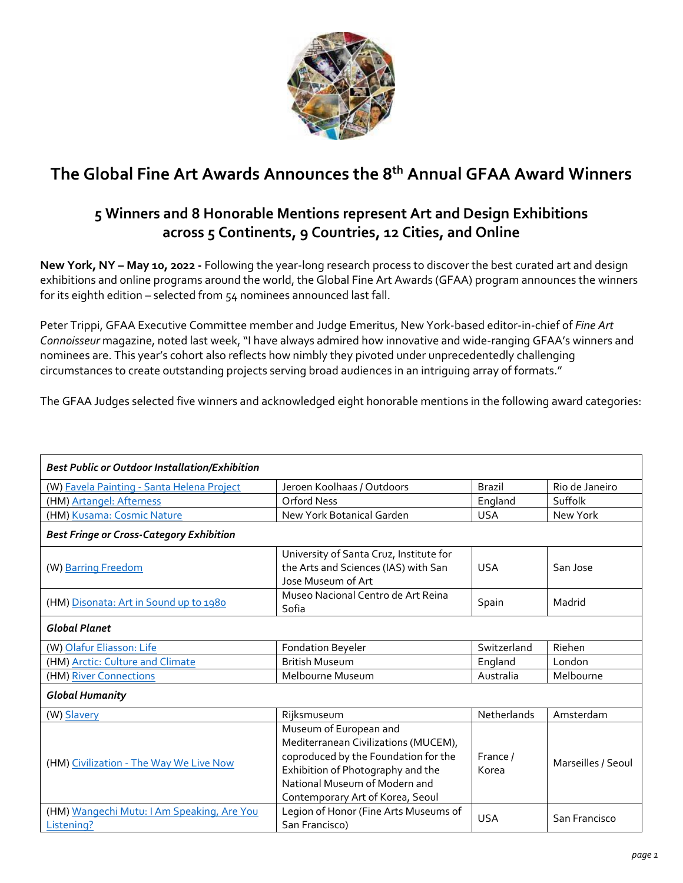# The Global Fine Art Awards Announces the 8th Annual GFAA Award Winners

## 5 Winners and 8 Honorable Mentions represent Art and Design Exhibitions across 5 Continents, 9 Countries, 12 Cities, and Online

**New York, NY – May 10, 2022 -** Following the year-long research process to discover the best curated art and design exhibitions and online programs around the world, the Global Fine Art Awards (GFAA) program announces the winners for its eighth edition – selected from 54 nominees announced last fall.

Peter Trippi, GFAA Executive Committee member and Judge Emeritus, New York-based editor-in-chief of *Fine Art Connoisseur* magazine, noted last week, "I have always admired how innovative and wide-ranging GFAA's winners and nominees are. This year's cohort also reflects how nimbly they pivoted under unprecedentedly challenging circumstances to create outstanding projects serving broad audiences in an intriguing array of formats."

The GFAA Judges selected five winners and acknowledged eight honorable mentions in the following award categories:

| ***Best Public or Outdoor Installation/Exhibition*** | | | |
|---|---|---|---|
| (W) Favela Painting - Santa Helena Project | Jeroen Koolhaas / Outdoors | Brazil | Rio de Janeiro |
| (HM) Artangel: Afterness | Orford Ness | England | Suffolk |
| (HM) Kusama: Cosmic Nature | New York Botanical Garden | USA | New York |
| ***Best Fringe or Cross-Category Exhibition*** | | | |
| (W) Barring Freedom | University of Santa Cruz, Institute for the Arts and Sciences (IAS) with San Jose Museum of Art | USA | San Jose |
| (HM) Disonata: Art in Sound up to 1980 | Museo Nacional Centro de Art Reina Sofia | Spain | Madrid |
| ***Global Planet*** | | | |
| (W) Olafur Eliasson: Life | Fondation Beyeler | Switzerland | Riehen |
| (HM) Arctic: Culture and Climate | British Museum | England | London |
| (HM) River Connections | Melbourne Museum | Australia | Melbourne |
| ***Global Humanity*** | | | |
| (W) Slavery | Rijksmuseum | Netherlands | Amsterdam |
| (HM) Civilization - The Way We Live Now | Museum of European and Mediterranean Civilizations (MUCEM), coproduced by the Foundation for the Exhibition of Photography and the National Museum of Modern and Contemporary Art of Korea, Seoul | France / Korea | Marseilles / Seoul |
| (HM) Wangechi Mutu: I Am Speaking, Are You Listening? | Legion of Honor (Fine Arts Museums of San Francisco) | USA | San Francisco |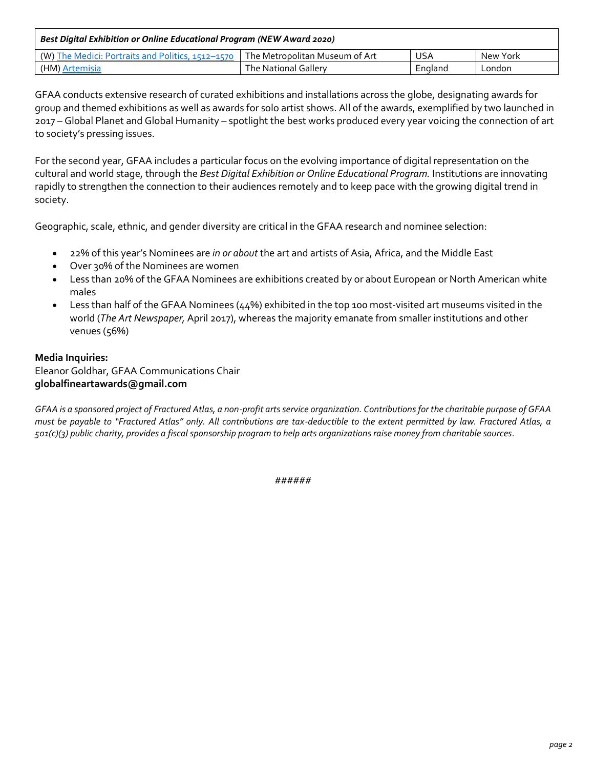| *Best Digital Exhibition or Online Educational Program (NEW Award 2020)* | | | |
|---|---|---|---|
| (W) The Medici: Portraits and Politics, 1512–1570 | The Metropolitan Museum of Art | USA | New York |
| (HM) Artemisia | The National Gallery | England | London |

GFAA conducts extensive research of curated exhibitions and installations across the globe, designating awards for group and themed exhibitions as well as awards for solo artist shows. All of the awards, exemplified by two launched in 2017 – Global Planet and Global Humanity – spotlight the best works produced every year voicing the connection of art to society's pressing issues.

For the second year, GFAA includes a particular focus on the evolving importance of digital representation on the cultural and world stage, through the *Best Digital Exhibition or Online Educational Program.* Institutions are innovating rapidly to strengthen the connection to their audiences remotely and to keep pace with the growing digital trend in society.

Geographic, scale, ethnic, and gender diversity are critical in the GFAA research and nominee selection:

- 22% of this year's Nominees are *in or about* the art and artists of Asia, Africa, and the Middle East
- Over 30% of the Nominees are women
- Less than 20% of the GFAA Nominees are exhibitions created by or about European or North American white males
- Less than half of the GFAA Nominees (44%) exhibited in the top 100 most-visited art museums visited in the world (*The Art Newspaper,* April 2017), whereas the majority emanate from smaller institutions and other venues (56%)

**Media Inquiries:**
Eleanor Goldhar, GFAA Communications Chair
**globalfineartawards@gmail.com**

*GFAA is a sponsored project of Fractured Atlas, a non-profit arts service organization. Contributions for the charitable purpose of GFAA must be payable to "Fractured Atlas" only. All contributions are tax-deductible to the extent permitted by law. Fractured Atlas, a 501(c)(3) public charity, provides a fiscal sponsorship program to help arts organizations raise money from charitable sources.*

######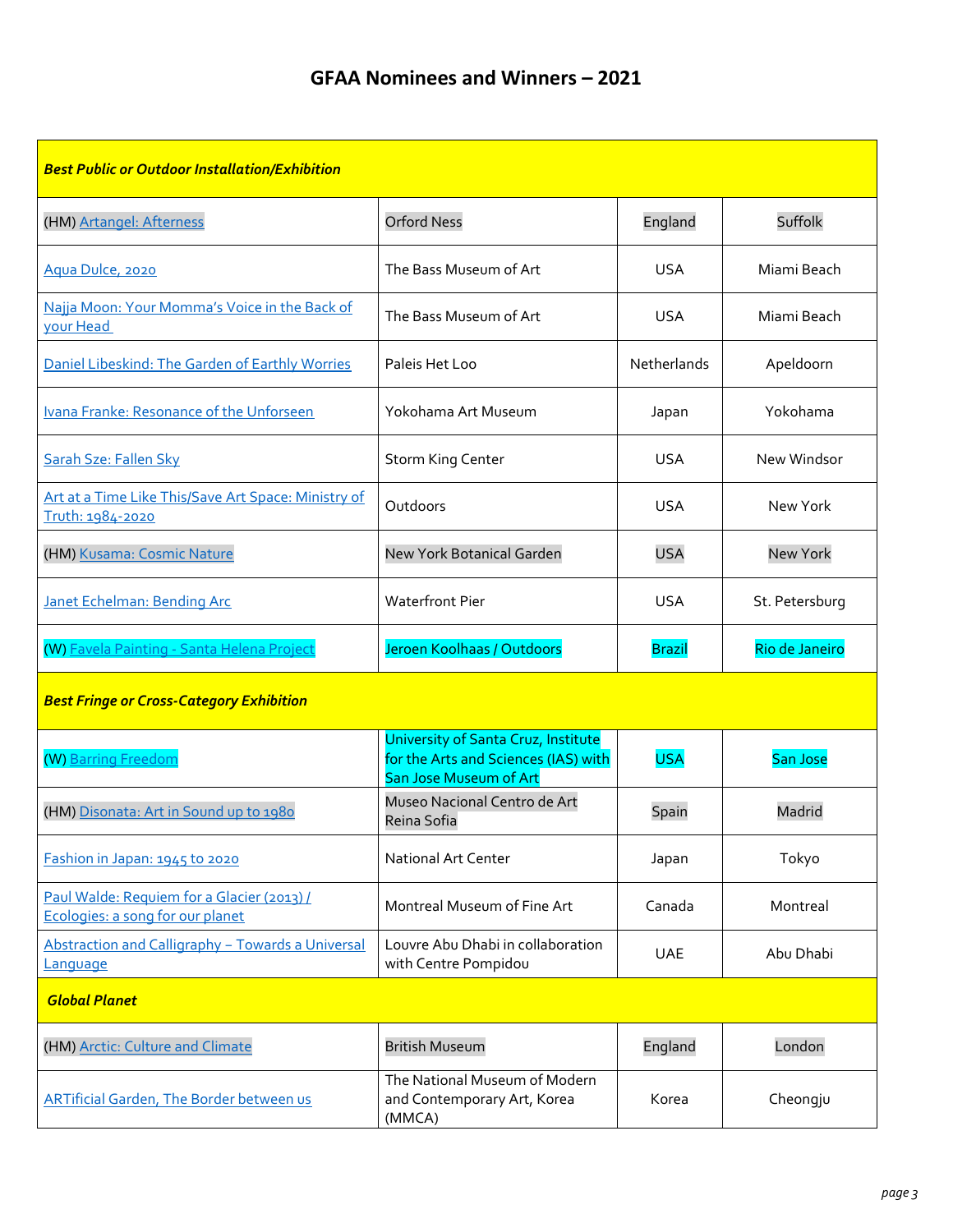# GFAA Nominees and Winners – 2021

| ***Best Public or Outdoor Installation/Exhibition*** | | | |
|---|---|---|---|
| (HM) Artangel: Afterness | Orford Ness | England | Suffolk |
| Aqua Dulce, 2020 | The Bass Museum of Art | USA | Miami Beach |
| Najja Moon: Your Momma's Voice in the Back of your Head | The Bass Museum of Art | USA | Miami Beach |
| Daniel Libeskind: The Garden of Earthly Worries | Paleis Het Loo | Netherlands | Apeldoorn |
| Ivana Franke: Resonance of the Unforseen | Yokohama Art Museum | Japan | Yokohama |
| Sarah Sze: Fallen Sky | Storm King Center | USA | New Windsor |
| Art at a Time Like This/Save Art Space: Ministry of Truth: 1984-2020 | Outdoors | USA | New York |
| (HM) Kusama: Cosmic Nature | New York Botanical Garden | USA | New York |
| Janet Echelman: Bending Arc | Waterfront Pier | USA | St. Petersburg |
| (W) Favela Painting - Santa Helena Project | Jeroen Koolhaas / Outdoors | Brazil | Rio de Janeiro |
| ***Best Fringe or Cross-Category Exhibition*** | | | |
| (W) Barring Freedom | University of Santa Cruz, Institute for the Arts and Sciences (IAS) with San Jose Museum of Art | USA | San Jose |
| (HM) Disonata: Art in Sound up to 1980 | Museo Nacional Centro de Art Reina Sofia | Spain | Madrid |
| Fashion in Japan: 1945 to 2020 | National Art Center | Japan | Tokyo |
| Paul Walde: Requiem for a Glacier (2013) / Ecologies: a song for our planet | Montreal Museum of Fine Art | Canada | Montreal |
| Abstraction and Calligraphy – Towards a Universal Language | Louvre Abu Dhabi in collaboration with Centre Pompidou | UAE | Abu Dhabi |
| ***Global Planet*** | | | |
| (HM) Arctic: Culture and Climate | British Museum | England | London |
| ARTificial Garden, The Border between us | The National Museum of Modern and Contemporary Art, Korea (MMCA) | Korea | Cheongju |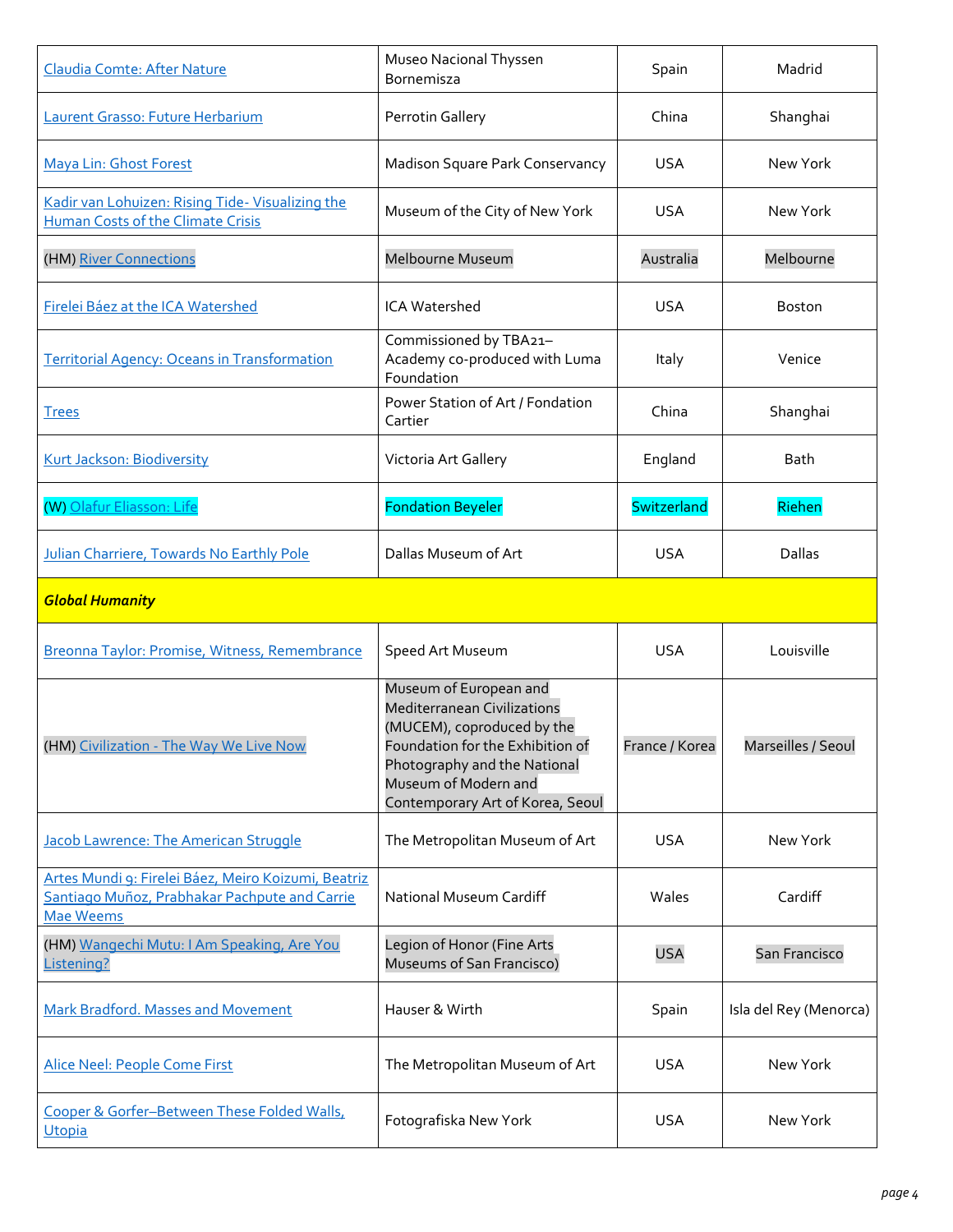| | | | |
|---|---|---|---|
| Claudia Comte: After Nature | Museo Nacional Thyssen Bornemisza | Spain | Madrid |
| Laurent Grasso: Future Herbarium | Perrotin Gallery | China | Shanghai |
| Maya Lin: Ghost Forest | Madison Square Park Conservancy | USA | New York |
| Kadir van Lohuizen: Rising Tide- Visualizing the Human Costs of the Climate Crisis | Museum of the City of New York | USA | New York |
| (HM) River Connections | Melbourne Museum | Australia | Melbourne |
| Firelei Báez at the ICA Watershed | ICA Watershed | USA | Boston |
| Territorial Agency: Oceans in Transformation | Commissioned by TBA21–Academy co-produced with Luma Foundation | Italy | Venice |
| Trees | Power Station of Art / Fondation Cartier | China | Shanghai |
| Kurt Jackson: Biodiversity | Victoria Art Gallery | England | Bath |
| (W) Olafur Eliasson: Life | Fondation Beyeler | Switzerland | Riehen |
| Julian Charriere, Towards No Earthly Pole | Dallas Museum of Art | USA | Dallas |
| ***Global Humanity*** | | | |
| Breonna Taylor: Promise, Witness, Remembrance | Speed Art Museum | USA | Louisville |
| (HM) Civilization - The Way We Live Now | Museum of European and Mediterranean Civilizations (MUCEM), coproduced by the Foundation for the Exhibition of Photography and the National Museum of Modern and Contemporary Art of Korea, Seoul | France / Korea | Marseilles / Seoul |
| Jacob Lawrence: The American Struggle | The Metropolitan Museum of Art | USA | New York |
| Artes Mundi 9: Firelei Báez, Meiro Koizumi, Beatriz Santiago Muñoz, Prabhakar Pachpute and Carrie Mae Weems | National Museum Cardiff | Wales | Cardiff |
| (HM) Wangechi Mutu: I Am Speaking, Are You Listening? | Legion of Honor (Fine Arts Museums of San Francisco) | USA | San Francisco |
| Mark Bradford. Masses and Movement | Hauser & Wirth | Spain | Isla del Rey (Menorca) |
| Alice Neel: People Come First | The Metropolitan Museum of Art | USA | New York |
| Cooper & Gorfer–Between These Folded Walls, Utopia | Fotografiska New York | USA | New York |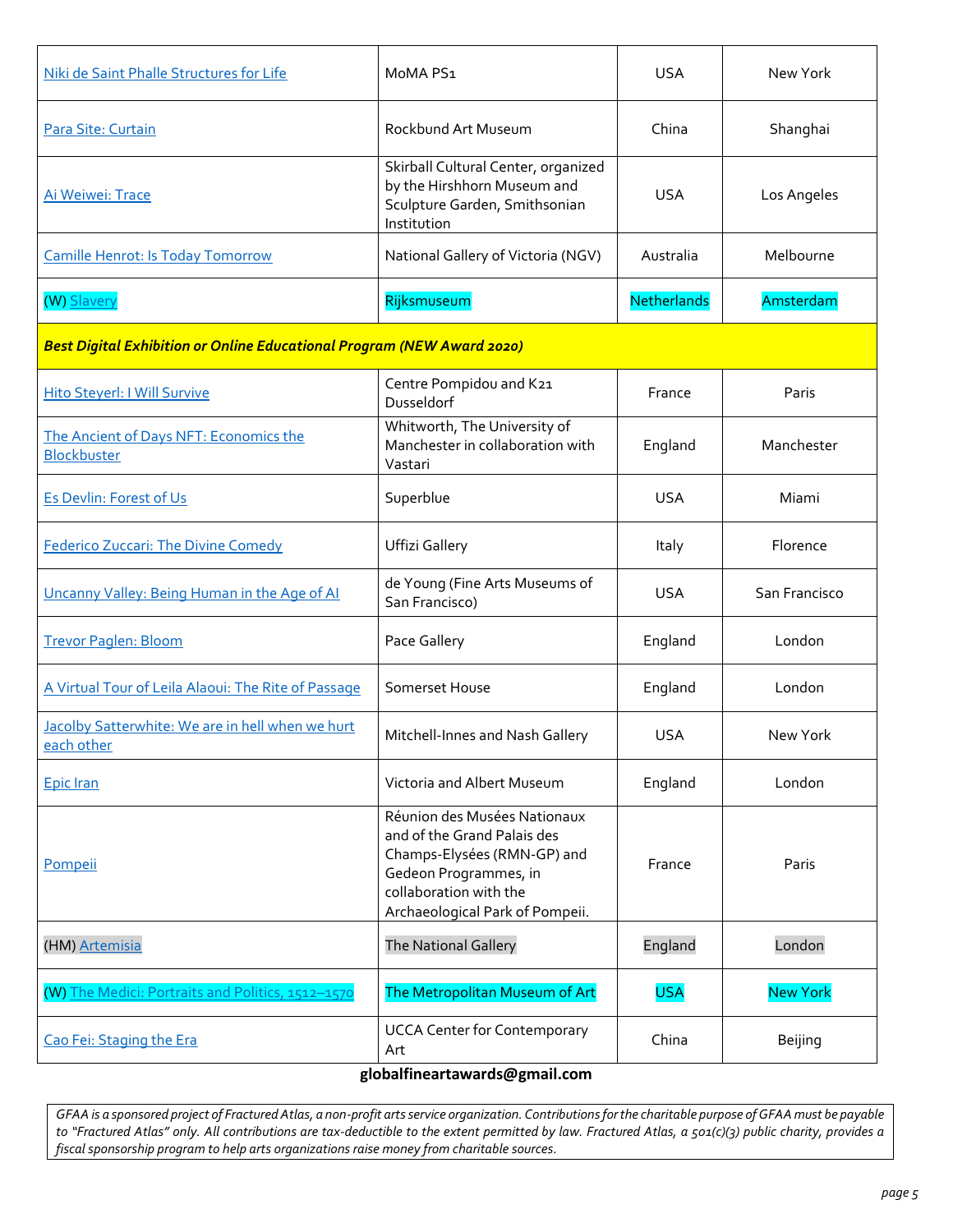| | | | |
|---|---|---|---|
| Niki de Saint Phalle Structures for Life | MoMA PS1 | USA | New York |
| Para Site: Curtain | Rockbund Art Museum | China | Shanghai |
| Ai Weiwei: Trace | Skirball Cultural Center, organized by the Hirshhorn Museum and Sculpture Garden, Smithsonian Institution | USA | Los Angeles |
| Camille Henrot: Is Today Tomorrow | National Gallery of Victoria (NGV) | Australia | Melbourne |
| (W) Slavery | Rijksmuseum | Netherlands | Amsterdam |
| ***Best Digital Exhibition or Online Educational Program (NEW Award 2020)*** | | | |
| Hito Steyerl: I Will Survive | Centre Pompidou and K21 Dusseldorf | France | Paris |
| The Ancient of Days NFT: Economics the Blockbuster | Whitworth, The University of Manchester in collaboration with Vastari | England | Manchester |
| Es Devlin: Forest of Us | Superblue | USA | Miami |
| Federico Zuccari: The Divine Comedy | Uffizi Gallery | Italy | Florence |
| Uncanny Valley: Being Human in the Age of AI | de Young (Fine Arts Museums of San Francisco) | USA | San Francisco |
| Trevor Paglen: Bloom | Pace Gallery | England | London |
| A Virtual Tour of Leila Alaoui: The Rite of Passage | Somerset House | England | London |
| Jacolby Satterwhite: We are in hell when we hurt each other | Mitchell-Innes and Nash Gallery | USA | New York |
| Epic Iran | Victoria and Albert Museum | England | London |
| Pompeii | Réunion des Musées Nationaux and of the Grand Palais des Champs-Elysées (RMN-GP) and Gedeon Programmes, in collaboration with the Archaeological Park of Pompeii. | France | Paris |
| (HM) Artemisia | The National Gallery | England | London |
| (W) The Medici: Portraits and Politics, 1512–1570 | The Metropolitan Museum of Art | USA | New York |
| Cao Fei: Staging the Era | UCCA Center for Contemporary Art | China | Beijing |

**globalfineartawards@gmail.com**

*GFAA is a sponsored project of Fractured Atlas, a non-profit arts service organization. Contributions for the charitable purpose of GFAA must be payable to "Fractured Atlas" only. All contributions are tax-deductible to the extent permitted by law. Fractured Atlas, a 501(c)(3) public charity, provides a fiscal sponsorship program to help arts organizations raise money from charitable sources.*